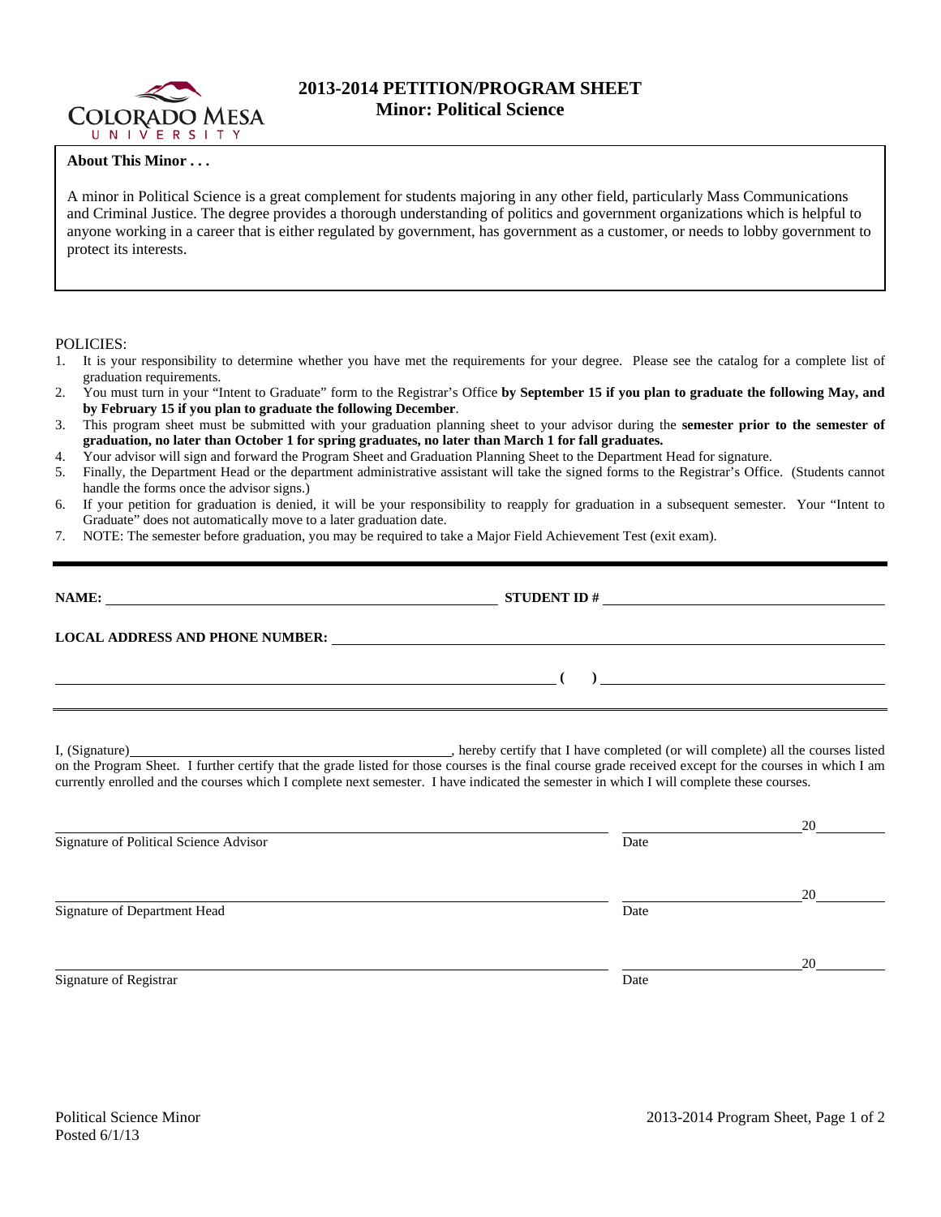# 2013-2014 PETITION/PROGRAM SHEET
## Minor: Political Science

**About This Minor . . .**

A minor in Political Science is a great complement for students majoring in any other field, particularly Mass Communications and Criminal Justice. The degree provides a thorough understanding of politics and government organizations which is helpful to anyone working in a career that is either regulated by government, has government as a customer, or needs to lobby government to protect its interests.

POLICIES:

1. It is your responsibility to determine whether you have met the requirements for your degree. Please see the catalog for a complete list of graduation requirements.
2. You must turn in your "Intent to Graduate" form to the Registrar's Office **by September 15 if you plan to graduate the following May, and by February 15 if you plan to graduate the following December**.
3. This program sheet must be submitted with your graduation planning sheet to your advisor during the **semester prior to the semester of graduation, no later than October 1 for spring graduates, no later than March 1 for fall graduates.**
4. Your advisor will sign and forward the Program Sheet and Graduation Planning Sheet to the Department Head for signature.
5. Finally, the Department Head or the department administrative assistant will take the signed forms to the Registrar's Office. (Students cannot handle the forms once the advisor signs.)
6. If your petition for graduation is denied, it will be your responsibility to reapply for graduation in a subsequent semester. Your "Intent to Graduate" does not automatically move to a later graduation date.
7. NOTE: The semester before graduation, you may be required to take a Major Field Achievement Test (exit exam).

---

**NAME:** ______________________________ **STUDENT ID #** ______________________________

**LOCAL ADDRESS AND PHONE NUMBER:** ______________________________

______________________________ **( )** ______________________________

I, (Signature)______________________________, hereby certify that I have completed (or will complete) all the courses listed on the Program Sheet. I further certify that the grade listed for those courses is the final course grade received except for the courses in which I am currently enrolled and the courses which I complete next semester. I have indicated the semester in which I will complete these courses.

______________________________ ______________ 20______
Signature of Political Science Advisor Date

______________________________ ______________ 20______
Signature of Department Head Date

______________________________ ______________ 20______
Signature of Registrar Date

Political Science Minor
Posted 6/1/13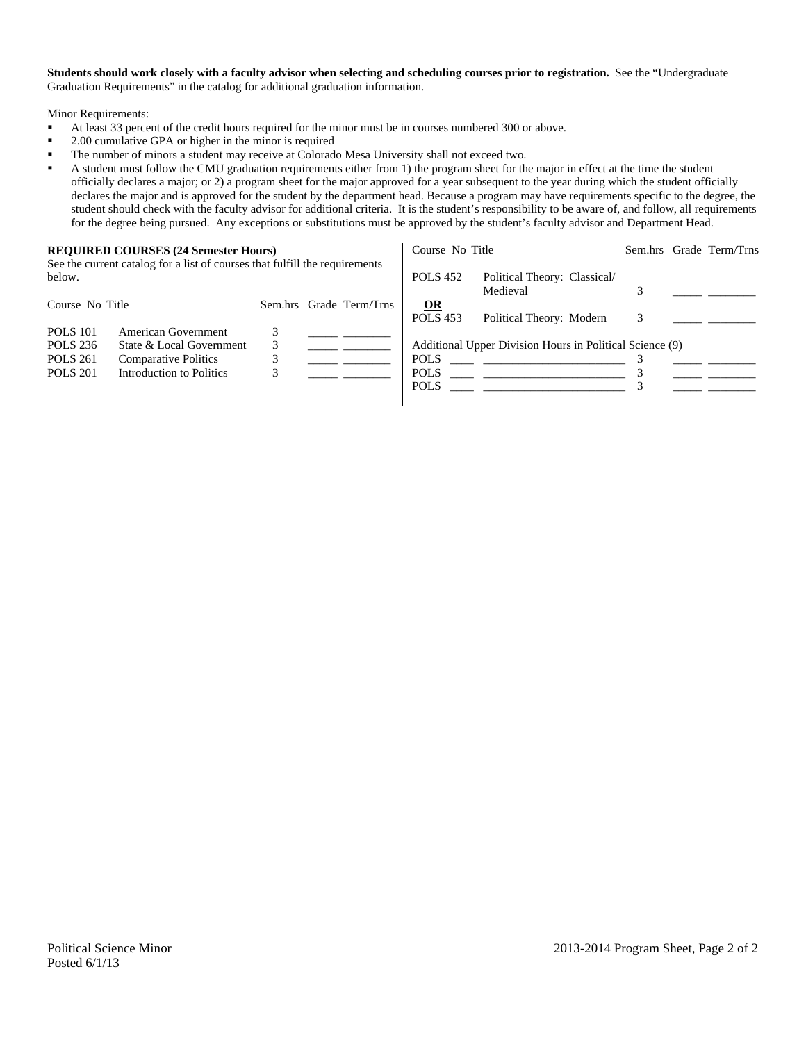**Students should work closely with a faculty advisor when selecting and scheduling courses prior to registration.** See the "Undergraduate Graduation Requirements" in the catalog for additional graduation information.

Minor Requirements:

- At least 33 percent of the credit hours required for the minor must be in courses numbered 300 or above.
- 2.00 cumulative GPA or higher in the minor is required
- The number of minors a student may receive at Colorado Mesa University shall not exceed two.
- A student must follow the CMU graduation requirements either from 1) the program sheet for the major in effect at the time the student officially declares a major; or 2) a program sheet for the major approved for a year subsequent to the year during which the student officially declares the major and is approved for the student by the department head. Because a program may have requirements specific to the degree, the student should check with the faculty advisor for additional criteria. It is the student's responsibility to be aware of, and follow, all requirements for the degree being pursued. Any exceptions or substitutions must be approved by the student's faculty advisor and Department Head.

**REQUIRED COURSES (24 Semester Hours)**

See the current catalog for a list of courses that fulfill the requirements below.

| Course No | Title | Sem.hrs | Grade | Term/Trns |
|---|---|---|---|---|
| POLS 101 | American Government | 3 | _____ | ________ |
| POLS 236 | State & Local Government | 3 | _____ | ________ |
| POLS 261 | Comparative Politics | 3 | _____ | ________ |
| POLS 201 | Introduction to Politics | 3 | _____ | ________ |
| POLS 452 | Political Theory: Classical/ Medieval | 3 | _____ | ________ |
| **OR** | | | | |
| POLS 453 | Political Theory: Modern | 3 | _____ | ________ |

Additional Upper Division Hours in Political Science (9)

| Course No | Title | Sem.hrs | Grade | Term/Trns |
|---|---|---|---|---|
| POLS ____ | ________________________ | 3 | _____ | ________ |
| POLS ____ | ________________________ | 3 | _____ | ________ |
| POLS ____ | ________________________ | 3 | _____ | ________ |

Political Science Minor
Posted 6/1/13